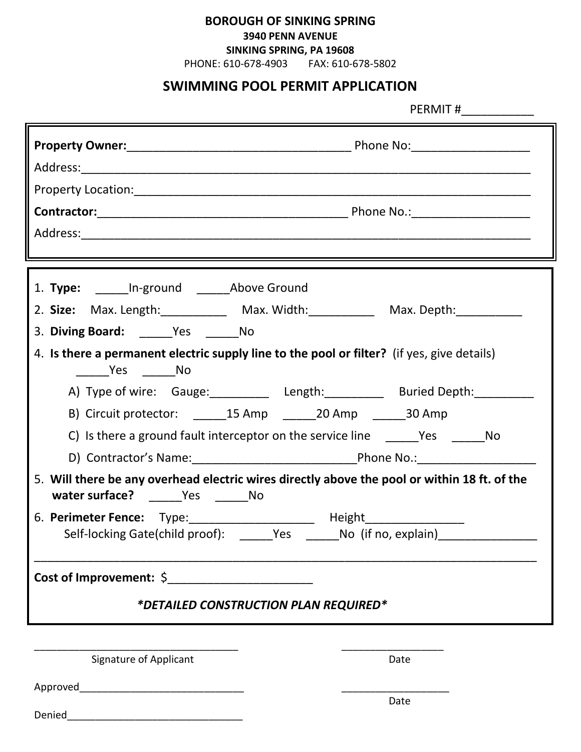**BOROUGH OF SINKING SPRING**
**3940 PENN AVENUE**
**SINKING SPRING, PA 19608**
PHONE: 610-678-4903  FAX: 610-678-5802

## SWIMMING POOL PERMIT APPLICATION

PERMIT #___________

**Property Owner:**__________________________________ Phone No:_________________

Address:______________________________________________________________________

Property Location:_____________________________________________________________

**Contractor:**______________________________________ Phone No.:_________________

Address:______________________________________________________________________

1. **Type:** _____In-ground _____Above Ground
2. **Size:** Max. Length:__________ Max. Width:__________ Max. Depth:__________
3. **Diving Board:** _____Yes _____No
4. **Is there a permanent electric supply line to the pool or filter?** (if yes, give details)
   _____Yes _____No
   - A) Type of wire: Gauge:_________ Length:_________ Buried Depth:_________
   - B) Circuit protector: _____15 Amp _____20 Amp _____30 Amp
   - C) Is there a ground fault interceptor on the service line _____Yes _____No
   - D) Contractor's Name:_________________________Phone No.:__________________
5. **Will there be any overhead electric wires directly above the pool or within 18 ft. of the water surface?** _____Yes _____No
6. **Perimeter Fence:** Type:___________________ Height_______________
   Self-locking Gate(child proof): _____Yes _____No (if no, explain)_______________

_____________________________________________________________________________

**Cost of Improvement:** $______________________

***DETAILED CONSTRUCTION PLAN REQUIRED***

____________________________________ __________________
Signature of Applicant Date

Approved______________________________ ___________________
Date

Denied_________________________________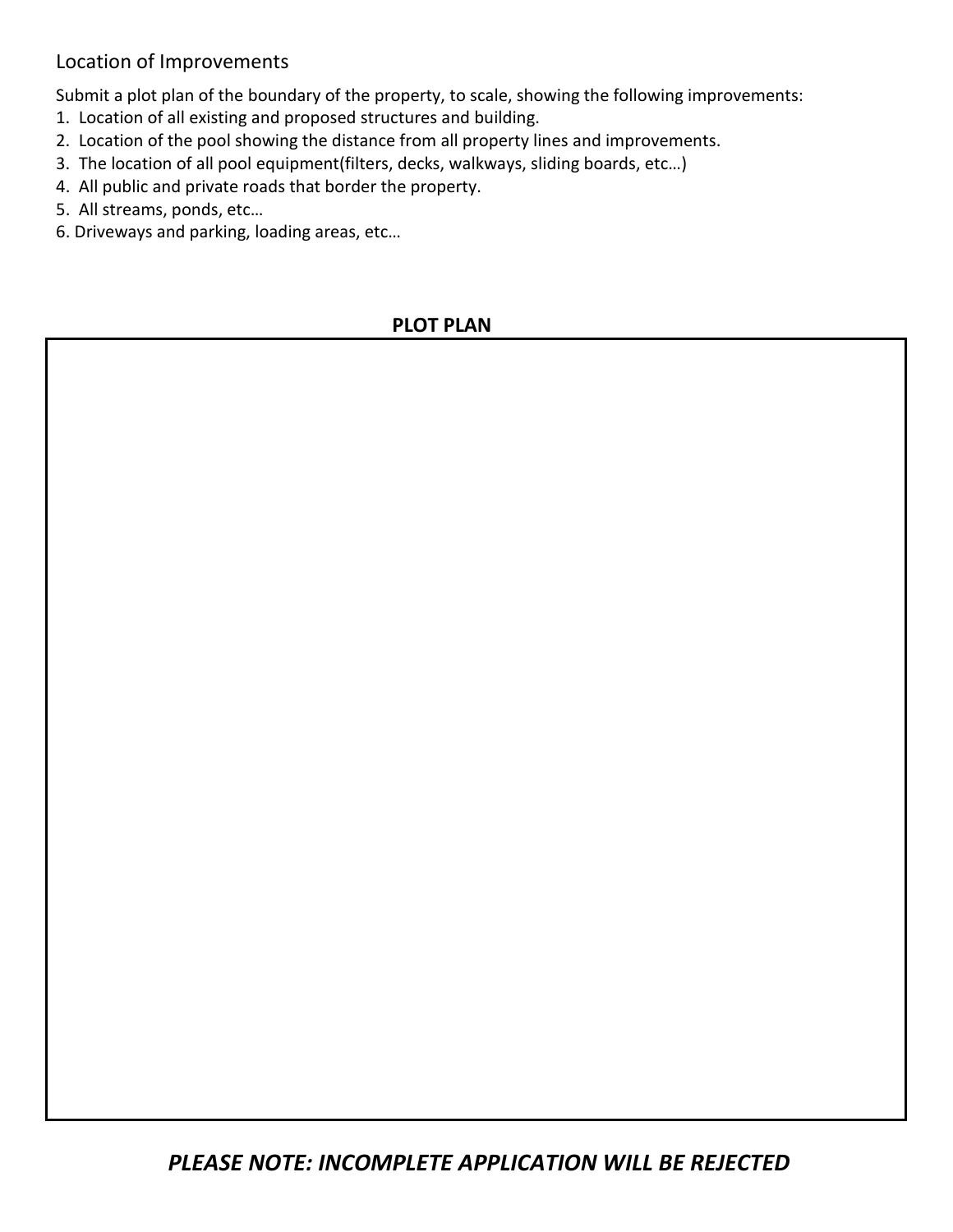Location of Improvements

Submit a plot plan of the boundary of the property, to scale, showing the following improvements:

1. Location of all existing and proposed structures and building.
2. Location of the pool showing the distance from all property lines and improvements.
3. The location of all pool equipment(filters, decks, walkways, sliding boards, etc…)
4. All public and private roads that border the property.
5. All streams, ponds, etc…
6. Driveways and parking, loading areas, etc…

**PLOT PLAN**

***PLEASE NOTE: INCOMPLETE APPLICATION WILL BE REJECTED***